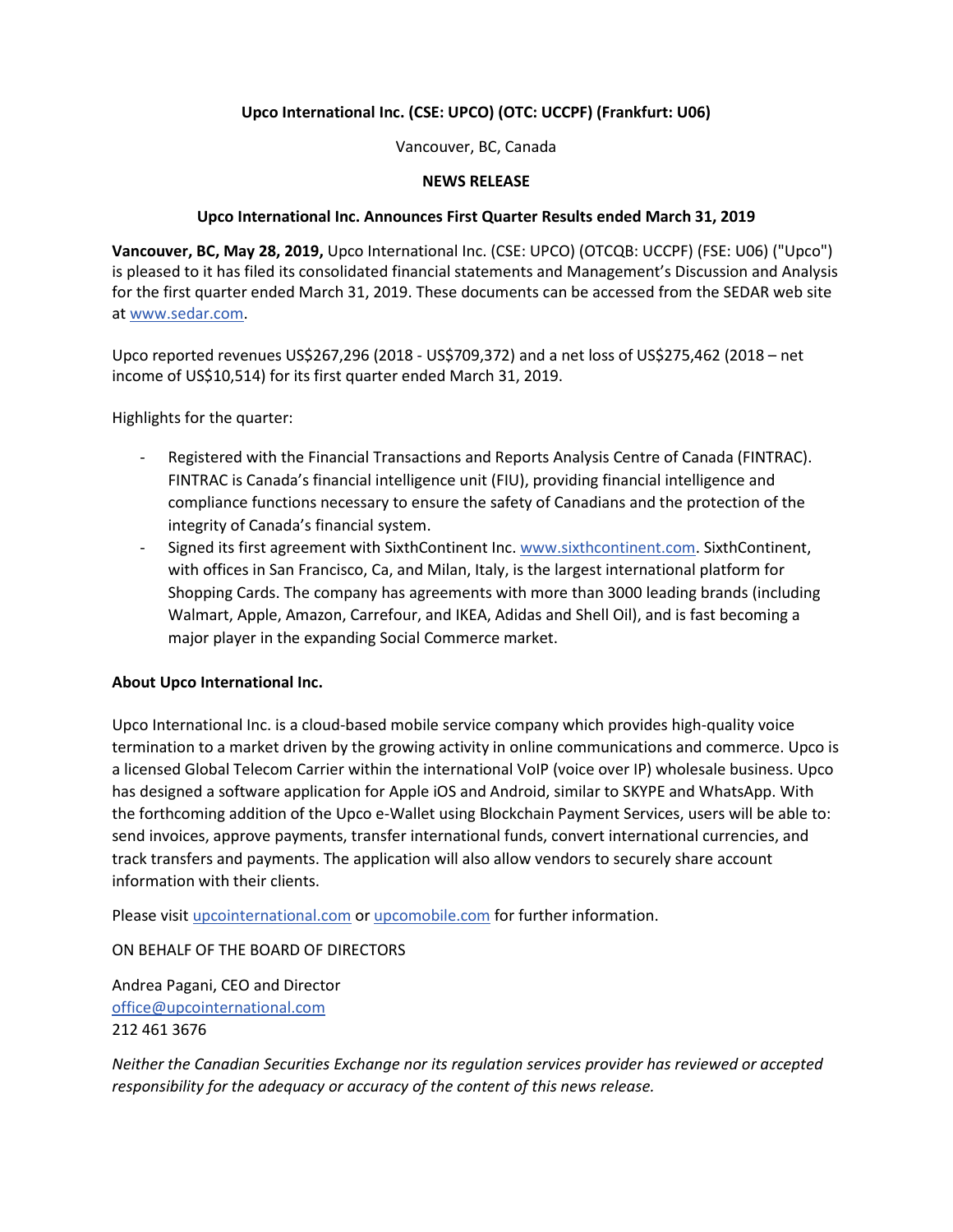**Upco International Inc. (CSE: UPCO) (OTC: UCCPF) (Frankfurt: U06)**

Vancouver, BC, Canada

**NEWS RELEASE**

**Upco International Inc. Announces First Quarter Results ended March 31, 2019**

**Vancouver, BC, May 28, 2019,** Upco International Inc. (CSE: UPCO) (OTCQB: UCCPF) (FSE: U06) ("Upco") is pleased to it has filed its consolidated financial statements and Management's Discussion and Analysis for the first quarter ended March 31, 2019. These documents can be accessed from the SEDAR web site at www.sedar.com.

Upco reported revenues US$267,296 (2018 - US$709,372) and a net loss of US$275,462 (2018 – net income of US$10,514) for its first quarter ended March 31, 2019.

Highlights for the quarter:

- Registered with the Financial Transactions and Reports Analysis Centre of Canada (FINTRAC). FINTRAC is Canada's financial intelligence unit (FIU), providing financial intelligence and compliance functions necessary to ensure the safety of Canadians and the protection of the integrity of Canada's financial system.
- Signed its first agreement with SixthContinent Inc. www.sixthcontinent.com. SixthContinent, with offices in San Francisco, Ca, and Milan, Italy, is the largest international platform for Shopping Cards. The company has agreements with more than 3000 leading brands (including Walmart, Apple, Amazon, Carrefour, and IKEA, Adidas and Shell Oil), and is fast becoming a major player in the expanding Social Commerce market.

**About Upco International Inc.**

Upco International Inc. is a cloud-based mobile service company which provides high-quality voice termination to a market driven by the growing activity in online communications and commerce. Upco is a licensed Global Telecom Carrier within the international VoIP (voice over IP) wholesale business. Upco has designed a software application for Apple iOS and Android, similar to SKYPE and WhatsApp. With the forthcoming addition of the Upco e-Wallet using Blockchain Payment Services, users will be able to: send invoices, approve payments, transfer international funds, convert international currencies, and track transfers and payments. The application will also allow vendors to securely share account information with their clients.

Please visit upcointernational.com or upcomobile.com for further information.

ON BEHALF OF THE BOARD OF DIRECTORS

Andrea Pagani, CEO and Director
office@upcointernational.com
212 461 3676

*Neither the Canadian Securities Exchange nor its regulation services provider has reviewed or accepted responsibility for the adequacy or accuracy of the content of this news release.*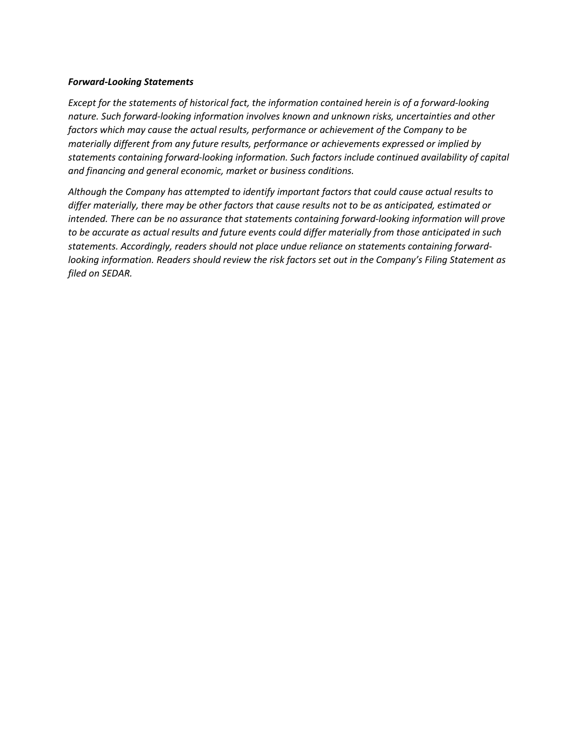***Forward-Looking Statements***

*Except for the statements of historical fact, the information contained herein is of a forward-looking nature. Such forward-looking information involves known and unknown risks, uncertainties and other factors which may cause the actual results, performance or achievement of the Company to be materially different from any future results, performance or achievements expressed or implied by statements containing forward-looking information. Such factors include continued availability of capital and financing and general economic, market or business conditions.*

*Although the Company has attempted to identify important factors that could cause actual results to differ materially, there may be other factors that cause results not to be as anticipated, estimated or intended. There can be no assurance that statements containing forward-looking information will prove to be accurate as actual results and future events could differ materially from those anticipated in such statements. Accordingly, readers should not place undue reliance on statements containing forward-looking information. Readers should review the risk factors set out in the Company's Filing Statement as filed on SEDAR.*